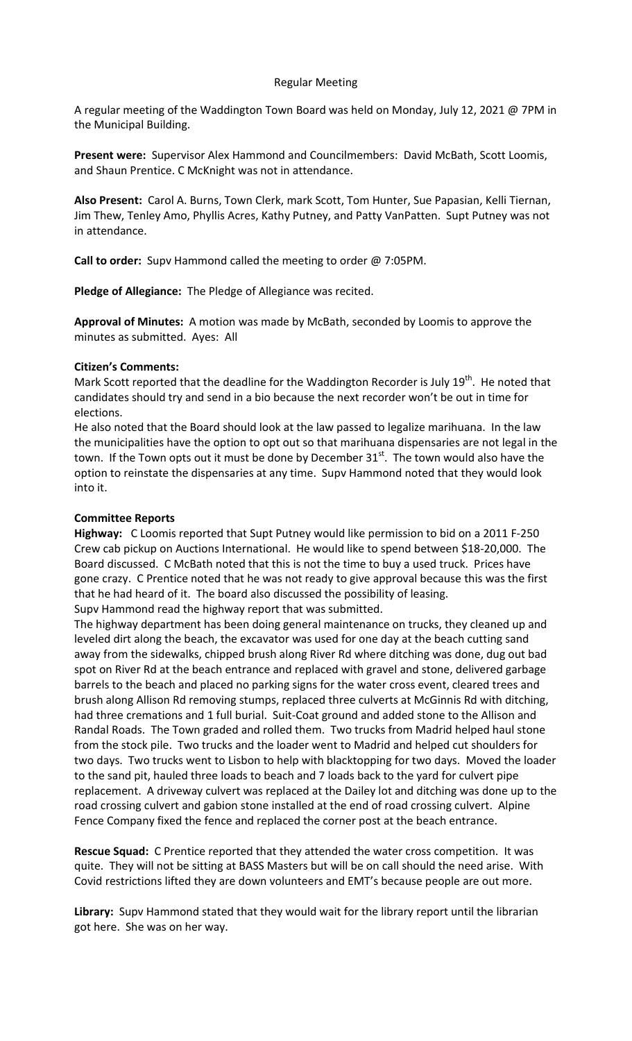Regular Meeting

A regular meeting of the Waddington Town Board was held on Monday, July 12, 2021 @ 7PM in the Municipal Building.

**Present were:** Supervisor Alex Hammond and Councilmembers: David McBath, Scott Loomis, and Shaun Prentice. C McKnight was not in attendance.

**Also Present:** Carol A. Burns, Town Clerk, mark Scott, Tom Hunter, Sue Papasian, Kelli Tiernan, Jim Thew, Tenley Amo, Phyllis Acres, Kathy Putney, and Patty VanPatten. Supt Putney was not in attendance.

**Call to order:** Supv Hammond called the meeting to order @ 7:05PM.

**Pledge of Allegiance:** The Pledge of Allegiance was recited.

**Approval of Minutes:** A motion was made by McBath, seconded by Loomis to approve the minutes as submitted. Ayes: All

**Citizen's Comments:**

Mark Scott reported that the deadline for the Waddington Recorder is July 19th. He noted that candidates should try and send in a bio because the next recorder won't be out in time for elections.

He also noted that the Board should look at the law passed to legalize marihuana. In the law the municipalities have the option to opt out so that marihuana dispensaries are not legal in the town. If the Town opts out it must be done by December 31st. The town would also have the option to reinstate the dispensaries at any time. Supv Hammond noted that they would look into it.

**Committee Reports**

**Highway:** C Loomis reported that Supt Putney would like permission to bid on a 2011 F-250 Crew cab pickup on Auctions International. He would like to spend between $18-20,000. The Board discussed. C McBath noted that this is not the time to buy a used truck. Prices have gone crazy. C Prentice noted that he was not ready to give approval because this was the first that he had heard of it. The board also discussed the possibility of leasing.

Supv Hammond read the highway report that was submitted.

The highway department has been doing general maintenance on trucks, they cleaned up and leveled dirt along the beach, the excavator was used for one day at the beach cutting sand away from the sidewalks, chipped brush along River Rd where ditching was done, dug out bad spot on River Rd at the beach entrance and replaced with gravel and stone, delivered garbage barrels to the beach and placed no parking signs for the water cross event, cleared trees and brush along Allison Rd removing stumps, replaced three culverts at McGinnis Rd with ditching, had three cremations and 1 full burial. Suit-Coat ground and added stone to the Allison and Randal Roads. The Town graded and rolled them. Two trucks from Madrid helped haul stone from the stock pile. Two trucks and the loader went to Madrid and helped cut shoulders for two days. Two trucks went to Lisbon to help with blacktopping for two days. Moved the loader to the sand pit, hauled three loads to beach and 7 loads back to the yard for culvert pipe replacement. A driveway culvert was replaced at the Dailey lot and ditching was done up to the road crossing culvert and gabion stone installed at the end of road crossing culvert. Alpine Fence Company fixed the fence and replaced the corner post at the beach entrance.

**Rescue Squad:** C Prentice reported that they attended the water cross competition. It was quite. They will not be sitting at BASS Masters but will be on call should the need arise. With Covid restrictions lifted they are down volunteers and EMT's because people are out more.

**Library:** Supv Hammond stated that they would wait for the library report until the librarian got here. She was on her way.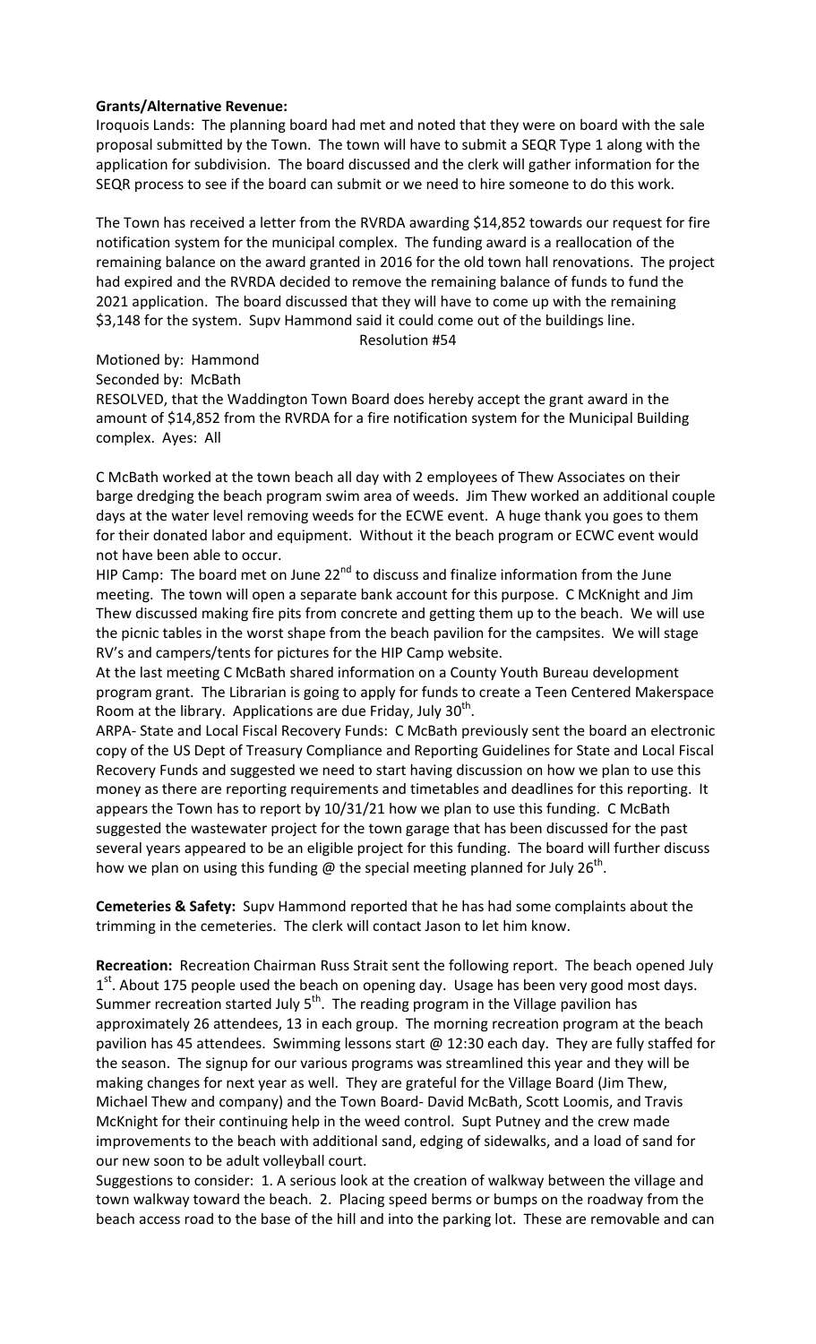**Grants/Alternative Revenue:**
Iroquois Lands: The planning board had met and noted that they were on board with the sale proposal submitted by the Town. The town will have to submit a SEQR Type 1 along with the application for subdivision. The board discussed and the clerk will gather information for the SEQR process to see if the board can submit or we need to hire someone to do this work.

The Town has received a letter from the RVRDA awarding $14,852 towards our request for fire notification system for the municipal complex. The funding award is a reallocation of the remaining balance on the award granted in 2016 for the old town hall renovations. The project had expired and the RVRDA decided to remove the remaining balance of funds to fund the 2021 application. The board discussed that they will have to come up with the remaining $3,148 for the system. Supv Hammond said it could come out of the buildings line.

Resolution #54

Motioned by: Hammond
Seconded by: McBath
RESOLVED, that the Waddington Town Board does hereby accept the grant award in the amount of $14,852 from the RVRDA for a fire notification system for the Municipal Building complex. Ayes: All

C McBath worked at the town beach all day with 2 employees of Thew Associates on their barge dredging the beach program swim area of weeds. Jim Thew worked an additional couple days at the water level removing weeds for the ECWE event. A huge thank you goes to them for their donated labor and equipment. Without it the beach program or ECWC event would not have been able to occur.

HIP Camp: The board met on June 22nd to discuss and finalize information from the June meeting. The town will open a separate bank account for this purpose. C McKnight and Jim Thew discussed making fire pits from concrete and getting them up to the beach. We will use the picnic tables in the worst shape from the beach pavilion for the campsites. We will stage RV's and campers/tents for pictures for the HIP Camp website.

At the last meeting C McBath shared information on a County Youth Bureau development program grant. The Librarian is going to apply for funds to create a Teen Centered Makerspace Room at the library. Applications are due Friday, July 30th.

ARPA- State and Local Fiscal Recovery Funds: C McBath previously sent the board an electronic copy of the US Dept of Treasury Compliance and Reporting Guidelines for State and Local Fiscal Recovery Funds and suggested we need to start having discussion on how we plan to use this money as there are reporting requirements and timetables and deadlines for this reporting. It appears the Town has to report by 10/31/21 how we plan to use this funding. C McBath suggested the wastewater project for the town garage that has been discussed for the past several years appeared to be an eligible project for this funding. The board will further discuss how we plan on using this funding @ the special meeting planned for July 26th.

**Cemeteries & Safety:** Supv Hammond reported that he has had some complaints about the trimming in the cemeteries. The clerk will contact Jason to let him know.

**Recreation:** Recreation Chairman Russ Strait sent the following report. The beach opened July 1st. About 175 people used the beach on opening day. Usage has been very good most days. Summer recreation started July 5th. The reading program in the Village pavilion has approximately 26 attendees, 13 in each group. The morning recreation program at the beach pavilion has 45 attendees. Swimming lessons start @ 12:30 each day. They are fully staffed for the season. The signup for our various programs was streamlined this year and they will be making changes for next year as well. They are grateful for the Village Board (Jim Thew, Michael Thew and company) and the Town Board- David McBath, Scott Loomis, and Travis McKnight for their continuing help in the weed control. Supt Putney and the crew made improvements to the beach with additional sand, edging of sidewalks, and a load of sand for our new soon to be adult volleyball court.

Suggestions to consider: 1. A serious look at the creation of walkway between the village and town walkway toward the beach. 2. Placing speed berms or bumps on the roadway from the beach access road to the base of the hill and into the parking lot. These are removable and can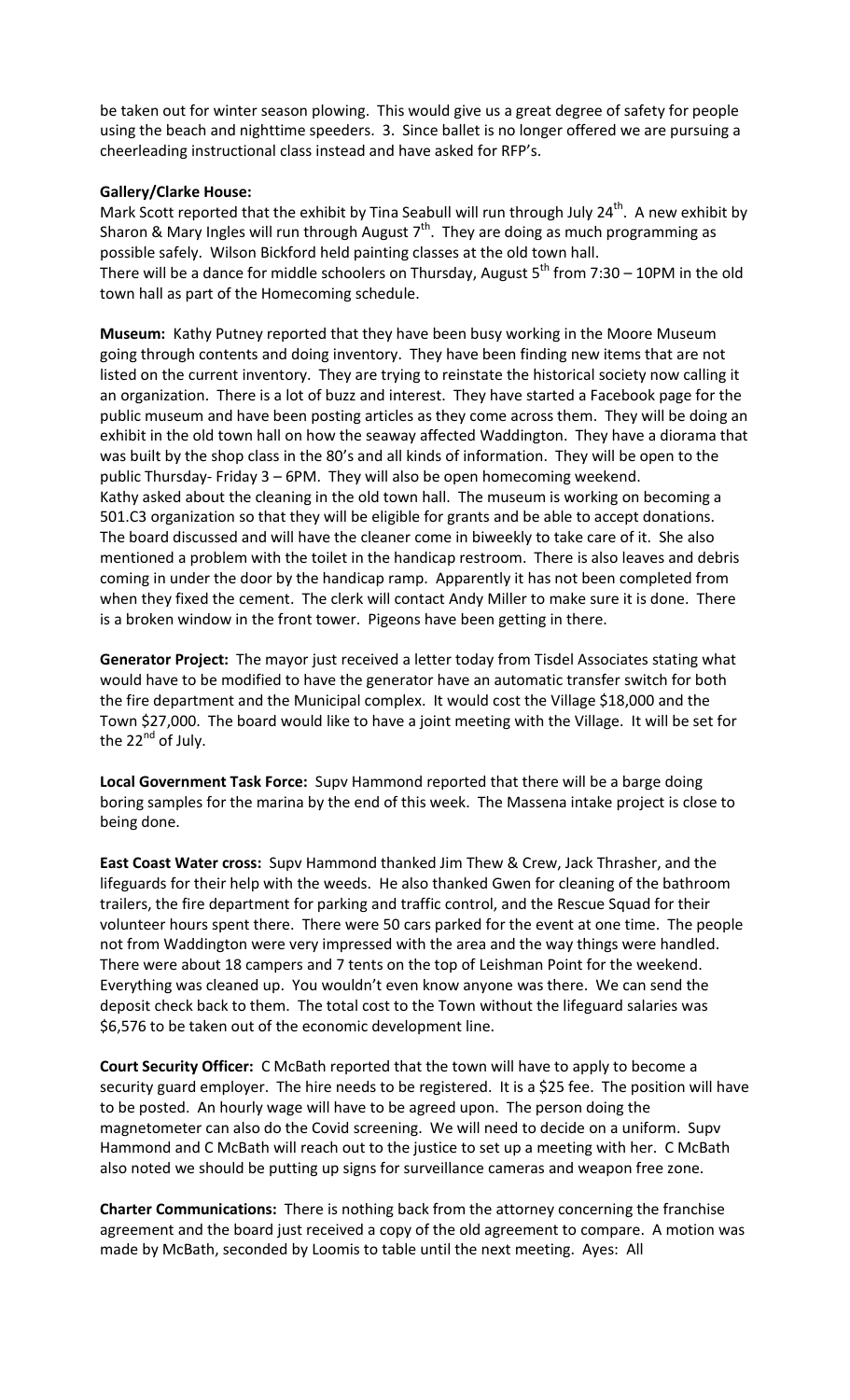be taken out for winter season plowing. This would give us a great degree of safety for people using the beach and nighttime speeders. 3. Since ballet is no longer offered we are pursuing a cheerleading instructional class instead and have asked for RFP's.

**Gallery/Clarke House:**
Mark Scott reported that the exhibit by Tina Seabull will run through July 24th. A new exhibit by Sharon & Mary Ingles will run through August 7th. They are doing as much programming as possible safely. Wilson Bickford held painting classes at the old town hall.
There will be a dance for middle schoolers on Thursday, August 5th from 7:30 – 10PM in the old town hall as part of the Homecoming schedule.

**Museum:** Kathy Putney reported that they have been busy working in the Moore Museum going through contents and doing inventory. They have been finding new items that are not listed on the current inventory. They are trying to reinstate the historical society now calling it an organization. There is a lot of buzz and interest. They have started a Facebook page for the public museum and have been posting articles as they come across them. They will be doing an exhibit in the old town hall on how the seaway affected Waddington. They have a diorama that was built by the shop class in the 80's and all kinds of information. They will be open to the public Thursday- Friday 3 – 6PM. They will also be open homecoming weekend.
Kathy asked about the cleaning in the old town hall. The museum is working on becoming a 501.C3 organization so that they will be eligible for grants and be able to accept donations. The board discussed and will have the cleaner come in biweekly to take care of it. She also mentioned a problem with the toilet in the handicap restroom. There is also leaves and debris coming in under the door by the handicap ramp. Apparently it has not been completed from when they fixed the cement. The clerk will contact Andy Miller to make sure it is done. There is a broken window in the front tower. Pigeons have been getting in there.

**Generator Project:** The mayor just received a letter today from Tisdel Associates stating what would have to be modified to have the generator have an automatic transfer switch for both the fire department and the Municipal complex. It would cost the Village $18,000 and the Town $27,000. The board would like to have a joint meeting with the Village. It will be set for the 22nd of July.

**Local Government Task Force:** Supv Hammond reported that there will be a barge doing boring samples for the marina by the end of this week. The Massena intake project is close to being done.

**East Coast Water cross:** Supv Hammond thanked Jim Thew & Crew, Jack Thrasher, and the lifeguards for their help with the weeds. He also thanked Gwen for cleaning of the bathroom trailers, the fire department for parking and traffic control, and the Rescue Squad for their volunteer hours spent there. There were 50 cars parked for the event at one time. The people not from Waddington were very impressed with the area and the way things were handled. There were about 18 campers and 7 tents on the top of Leishman Point for the weekend. Everything was cleaned up. You wouldn't even know anyone was there. We can send the deposit check back to them. The total cost to the Town without the lifeguard salaries was $6,576 to be taken out of the economic development line.

**Court Security Officer:** C McBath reported that the town will have to apply to become a security guard employer. The hire needs to be registered. It is a $25 fee. The position will have to be posted. An hourly wage will have to be agreed upon. The person doing the magnetometer can also do the Covid screening. We will need to decide on a uniform. Supv Hammond and C McBath will reach out to the justice to set up a meeting with her. C McBath also noted we should be putting up signs for surveillance cameras and weapon free zone.

**Charter Communications:** There is nothing back from the attorney concerning the franchise agreement and the board just received a copy of the old agreement to compare. A motion was made by McBath, seconded by Loomis to table until the next meeting. Ayes: All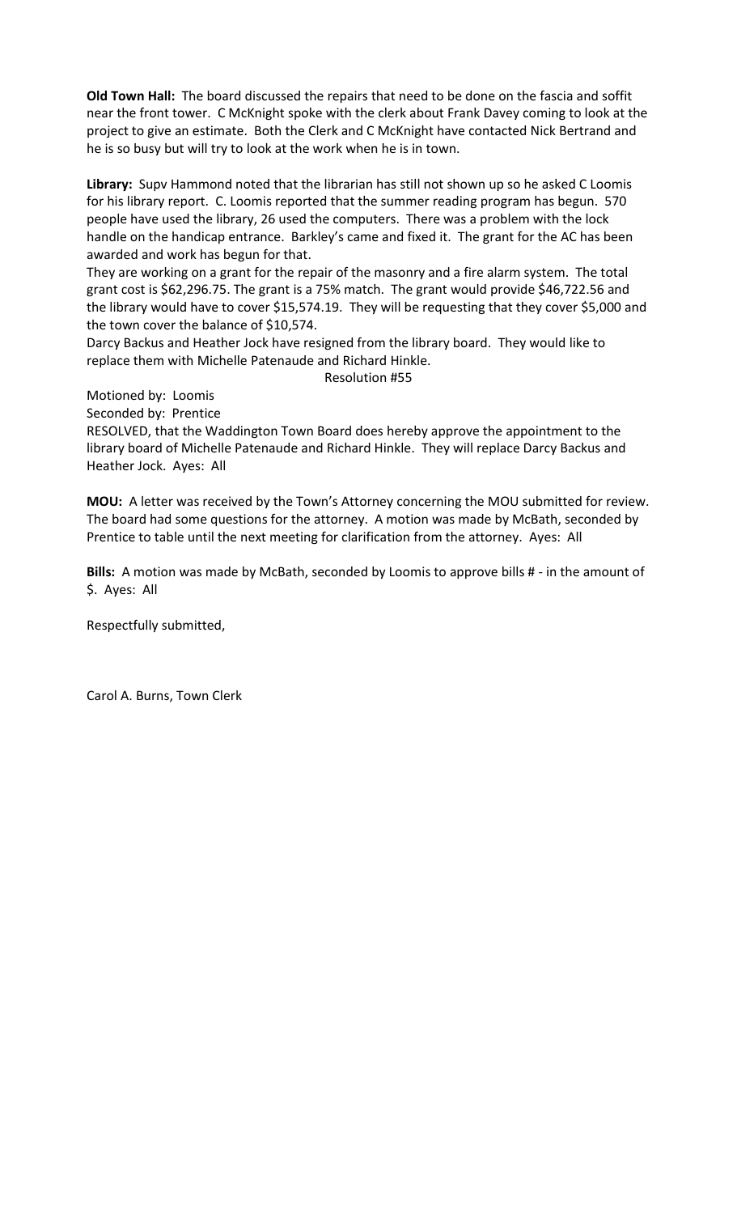**Old Town Hall:** The board discussed the repairs that need to be done on the fascia and soffit near the front tower. C McKnight spoke with the clerk about Frank Davey coming to look at the project to give an estimate. Both the Clerk and C McKnight have contacted Nick Bertrand and he is so busy but will try to look at the work when he is in town.

**Library:** Supv Hammond noted that the librarian has still not shown up so he asked C Loomis for his library report. C. Loomis reported that the summer reading program has begun. 570 people have used the library, 26 used the computers. There was a problem with the lock handle on the handicap entrance. Barkley's came and fixed it. The grant for the AC has been awarded and work has begun for that.

They are working on a grant for the repair of the masonry and a fire alarm system. The total grant cost is $62,296.75. The grant is a 75% match. The grant would provide $46,722.56 and the library would have to cover $15,574.19. They will be requesting that they cover $5,000 and the town cover the balance of $10,574.

Darcy Backus and Heather Jock have resigned from the library board. They would like to replace them with Michelle Patenaude and Richard Hinkle.

Resolution #55

Motioned by: Loomis

Seconded by: Prentice

RESOLVED, that the Waddington Town Board does hereby approve the appointment to the library board of Michelle Patenaude and Richard Hinkle. They will replace Darcy Backus and Heather Jock. Ayes: All

**MOU:** A letter was received by the Town's Attorney concerning the MOU submitted for review. The board had some questions for the attorney. A motion was made by McBath, seconded by Prentice to table until the next meeting for clarification from the attorney. Ayes: All

**Bills:** A motion was made by McBath, seconded by Loomis to approve bills # - in the amount of $. Ayes: All

Respectfully submitted,

Carol A. Burns, Town Clerk